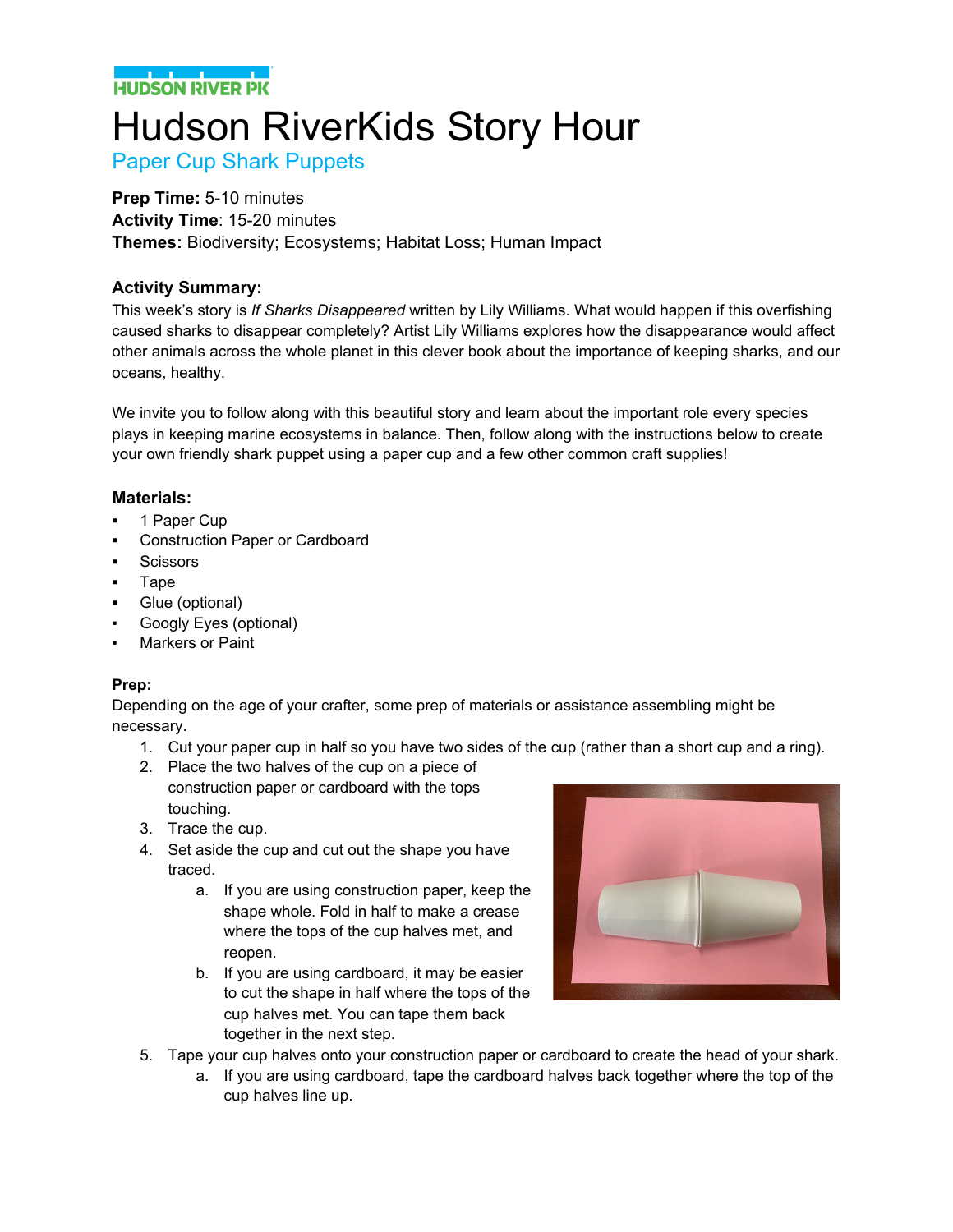HUDSON RIVER PK

# Hudson RiverKids Story Hour

## Paper Cup Shark Puppets

**Prep Time:** 5-10 minutes
**Activity Time**: 15-20 minutes
**Themes:** Biodiversity; Ecosystems; Habitat Loss; Human Impact

### Activity Summary:

This week's story is *If Sharks Disappeared* written by Lily Williams. What would happen if this overfishing caused sharks to disappear completely? Artist Lily Williams explores how the disappearance would affect other animals across the whole planet in this clever book about the importance of keeping sharks, and our oceans, healthy.

We invite you to follow along with this beautiful story and learn about the important role every species plays in keeping marine ecosystems in balance. Then, follow along with the instructions below to create your own friendly shark puppet using a paper cup and a few other common craft supplies!

### Materials:

- 1 Paper Cup
- Construction Paper or Cardboard
- Scissors
- Tape
- Glue (optional)
- Googly Eyes (optional)
- Markers or Paint

**Prep:**

Depending on the age of your crafter, some prep of materials or assistance assembling might be necessary.

1. Cut your paper cup in half so you have two sides of the cup (rather than a short cup and a ring).
2. Place the two halves of the cup on a piece of construction paper or cardboard with the tops touching.
3. Trace the cup.
4. Set aside the cup and cut out the shape you have traced.
   a. If you are using construction paper, keep the shape whole. Fold in half to make a crease where the tops of the cup halves met, and reopen.
   b. If you are using cardboard, it may be easier to cut the shape in half where the tops of the cup halves met. You can tape them back together in the next step.
5. Tape your cup halves onto your construction paper or cardboard to create the head of your shark.
   a. If you are using cardboard, tape the cardboard halves back together where the top of the cup halves line up.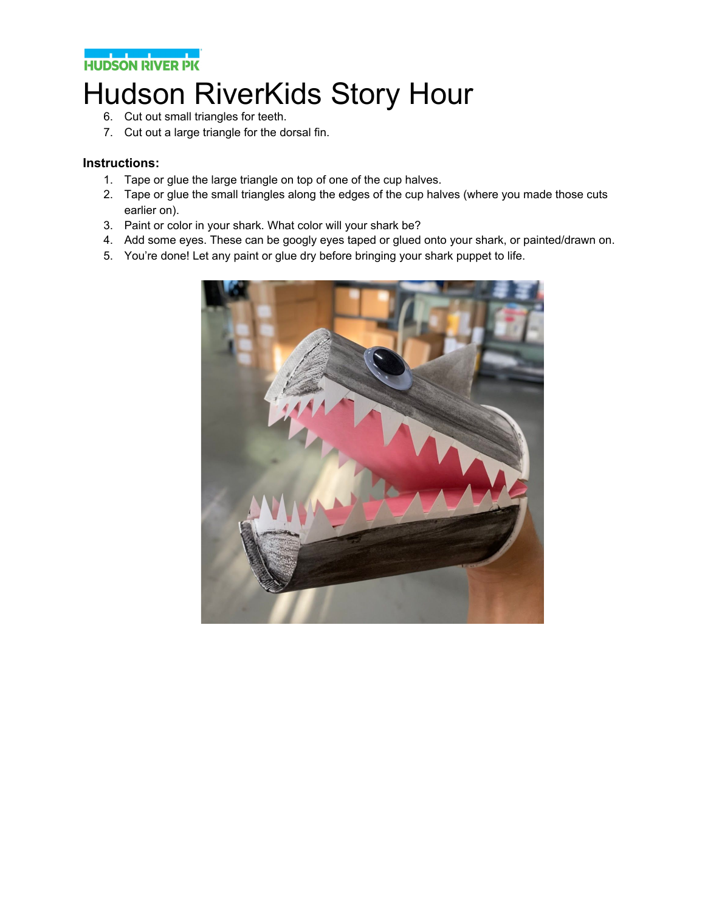# Hudson RiverKids Story Hour

6. Cut out small triangles for teeth.
7. Cut out a large triangle for the dorsal fin.

**Instructions:**

1. Tape or glue the large triangle on top of one of the cup halves.
2. Tape or glue the small triangles along the edges of the cup halves (where you made those cuts earlier on).
3. Paint or color in your shark. What color will your shark be?
4. Add some eyes. These can be googly eyes taped or glued onto your shark, or painted/drawn on.
5. You're done! Let any paint or glue dry before bringing your shark puppet to life.